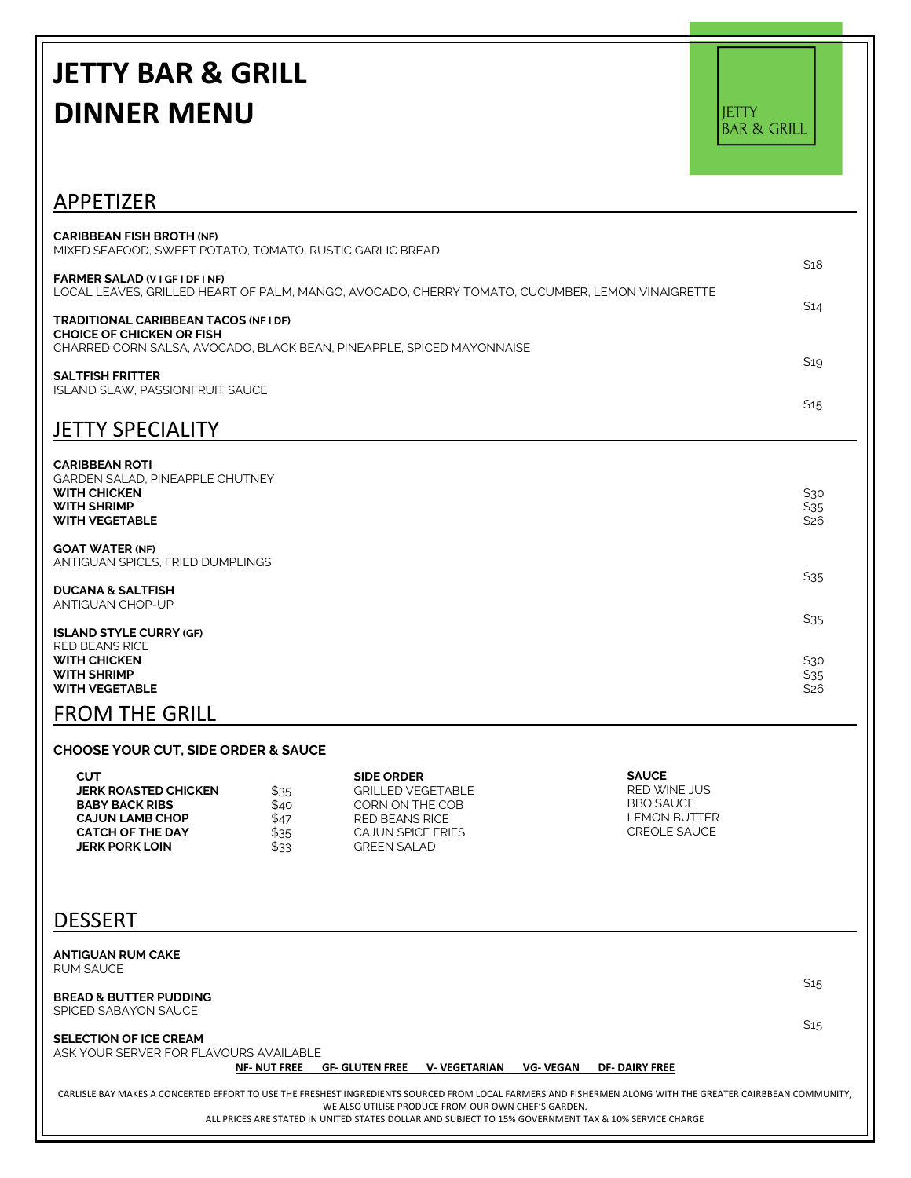# JETTY BAR & GRILL
# DINNER MENU

JETTY BAR & GRILL

## APPETIZER

**CARIBBEAN FISH BROTH (NF)**
MIXED SEAFOOD, SWEET POTATO, TOMATO, RUSTIC GARLIC BREAD
$18

**FARMER SALAD (V I GF I DF I NF)**
LOCAL LEAVES, GRILLED HEART OF PALM, MANGO, AVOCADO, CHERRY TOMATO, CUCUMBER, LEMON VINAIGRETTE
$14

**TRADITIONAL CARIBBEAN TACOS (NF I DF)**
**CHOICE OF CHICKEN OR FISH**
CHARRED CORN SALSA, AVOCADO, BLACK BEAN, PINEAPPLE, SPICED MAYONNAISE
$19

**SALTFISH FRITTER**
ISLAND SLAW, PASSIONFRUIT SAUCE
$15

## JETTY SPECIALITY

**CARIBBEAN ROTI**
GARDEN SALAD, PINEAPPLE CHUTNEY
**WITH CHICKEN** $30
**WITH SHRIMP** $35
**WITH VEGETABLE** $26

**GOAT WATER (NF)**
ANTIGUAN SPICES, FRIED DUMPLINGS
$35

**DUCANA & SALTFISH**
ANTIGUAN CHOP-UP
$35

**ISLAND STYLE CURRY (GF)**
RED BEANS RICE
**WITH CHICKEN** $30
**WITH SHRIMP** $35
**WITH VEGETABLE** $26

## FROM THE GRILL

**CHOOSE YOUR CUT, SIDE ORDER & SAUCE**

| CUT | | SIDE ORDER | SAUCE |
|---|---|---|---|
| **JERK ROASTED CHICKEN** | $35 | GRILLED VEGETABLE | RED WINE JUS |
| **BABY BACK RIBS** | $40 | CORN ON THE COB | BBQ SAUCE |
| **CAJUN LAMB CHOP** | $47 | RED BEANS RICE | LEMON BUTTER |
| **CATCH OF THE DAY** | $35 | CAJUN SPICE FRIES | CREOLE SAUCE |
| **JERK PORK LOIN** | $33 | GREEN SALAD | |

## DESSERT

**ANTIGUAN RUM CAKE**
RUM SAUCE
$15

**BREAD & BUTTER PUDDING**
SPICED SABAYON SAUCE
$15

**SELECTION OF ICE CREAM**
ASK YOUR SERVER FOR FLAVOURS AVAILABLE

**NF- NUT FREE GF- GLUTEN FREE V- VEGETARIAN VG- VEGAN DF- DAIRY FREE**

CARLISLE BAY MAKES A CONCERTED EFFORT TO USE THE FRESHEST INGREDIENTS SOURCED FROM LOCAL FARMERS AND FISHERMEN ALONG WITH THE GREATER CAIRBBEAN COMMUNITY, WE ALSO UTILISE PRODUCE FROM OUR OWN CHEF'S GARDEN.
ALL PRICES ARE STATED IN UNITED STATES DOLLAR AND SUBJECT TO 15% GOVERNMENT TAX & 10% SERVICE CHARGE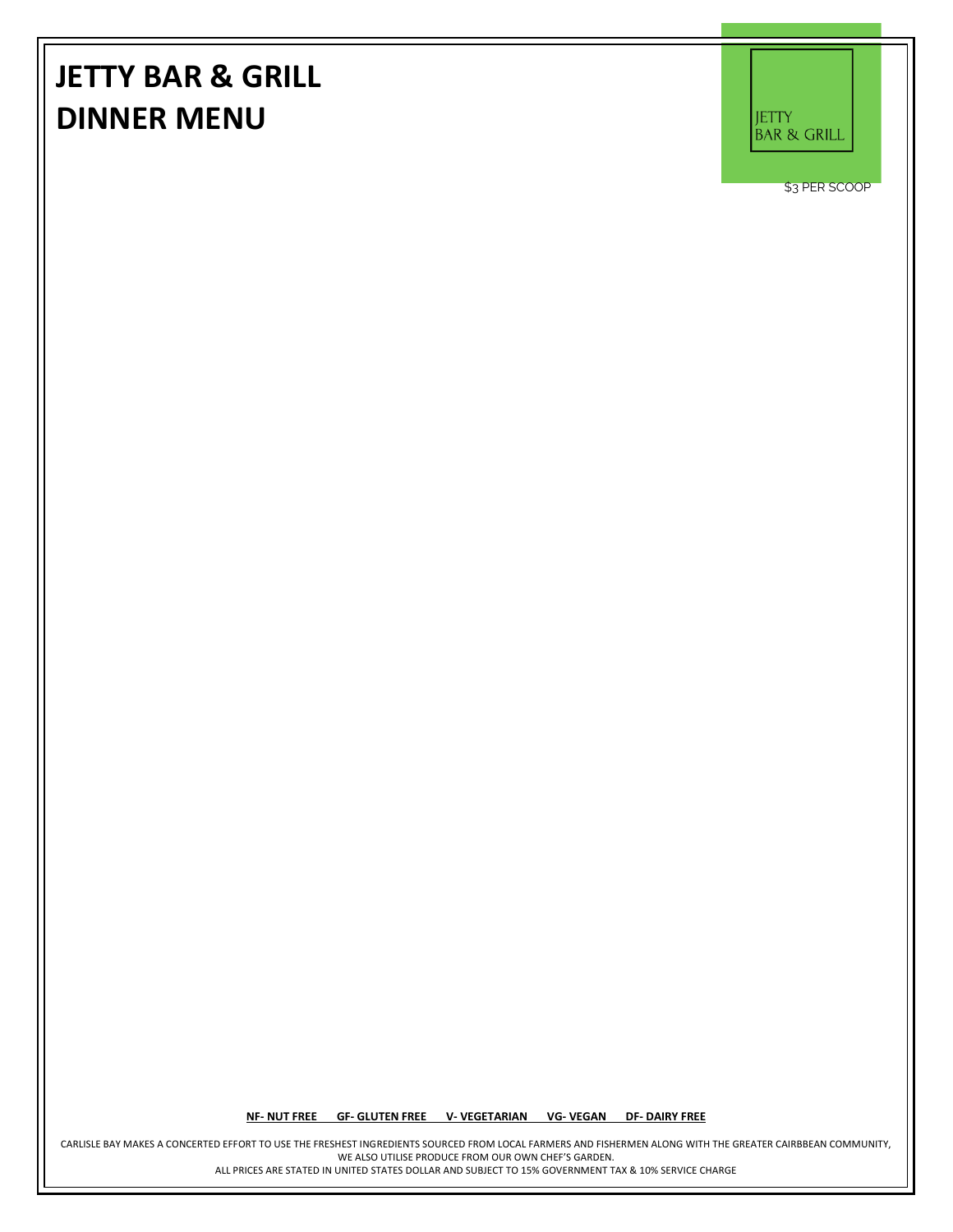# JETTY BAR & GRILL
# DINNER MENU

JETTY
BAR & GRILL

$3 PER SCOOP

**NF- NUT FREE GF- GLUTEN FREE V- VEGETARIAN VG- VEGAN DF- DAIRY FREE**

CARLISLE BAY MAKES A CONCERTED EFFORT TO USE THE FRESHEST INGREDIENTS SOURCED FROM LOCAL FARMERS AND FISHERMEN ALONG WITH THE GREATER CAIRBBEAN COMMUNITY, WE ALSO UTILISE PRODUCE FROM OUR OWN CHEF'S GARDEN.
ALL PRICES ARE STATED IN UNITED STATES DOLLAR AND SUBJECT TO 15% GOVERNMENT TAX & 10% SERVICE CHARGE